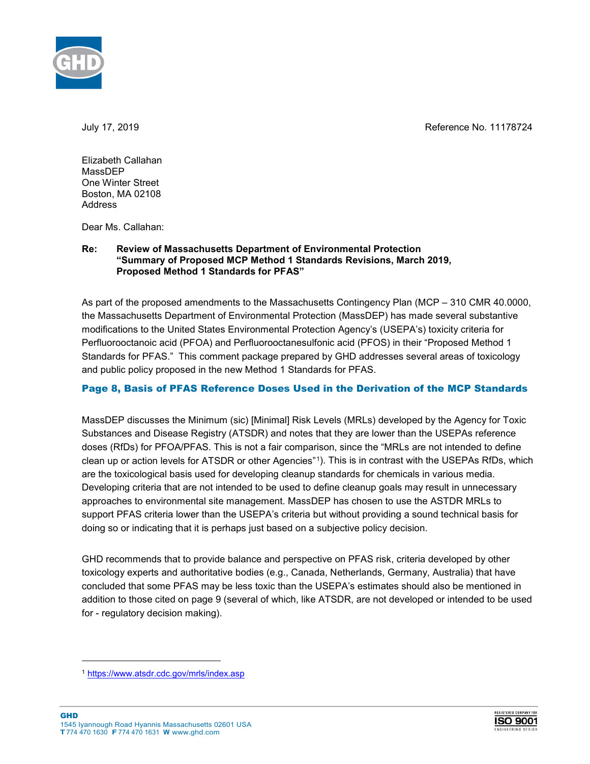July 17, 2019

Reference No. 11178724

Elizabeth Callahan
MassDEP
One Winter Street
Boston, MA 02108
Address

Dear Ms. Callahan:

**Re: Review of Massachusetts Department of Environmental Protection "Summary of Proposed MCP Method 1 Standards Revisions, March 2019, Proposed Method 1 Standards for PFAS"**

As part of the proposed amendments to the Massachusetts Contingency Plan (MCP – 310 CMR 40.0000, the Massachusetts Department of Environmental Protection (MassDEP) has made several substantive modifications to the United States Environmental Protection Agency's (USEPA's) toxicity criteria for Perfluorooctanoic acid (PFOA) and Perfluorooctanesulfonic acid (PFOS) in their "Proposed Method 1 Standards for PFAS." This comment package prepared by GHD addresses several areas of toxicology and public policy proposed in the new Method 1 Standards for PFAS.

## Page 8, Basis of PFAS Reference Doses Used in the Derivation of the MCP Standards

MassDEP discusses the Minimum (sic) [Minimal] Risk Levels (MRLs) developed by the Agency for Toxic Substances and Disease Registry (ATSDR) and notes that they are lower than the USEPAs reference doses (RfDs) for PFOA/PFAS. This is not a fair comparison, since the "MRLs are not intended to define clean up or action levels for ATSDR or other Agencies"[1]). This is in contrast with the USEPAs RfDs, which are the toxicological basis used for developing cleanup standards for chemicals in various media. Developing criteria that are not intended to be used to define cleanup goals may result in unnecessary approaches to environmental site management. MassDEP has chosen to use the ASTDR MRLs to support PFAS criteria lower than the USEPA's criteria but without providing a sound technical basis for doing so or indicating that it is perhaps just based on a subjective policy decision.

GHD recommends that to provide balance and perspective on PFAS risk, criteria developed by other toxicology experts and authoritative bodies (e.g., Canada, Netherlands, Germany, Australia) that have concluded that some PFAS may be less toxic than the USEPA's estimates should also be mentioned in addition to those cited on page 9 (several of which, like ATSDR, are not developed or intended to be used for - regulatory decision making).

---

[1] https://www.atsdr.cdc.gov/mrls/index.asp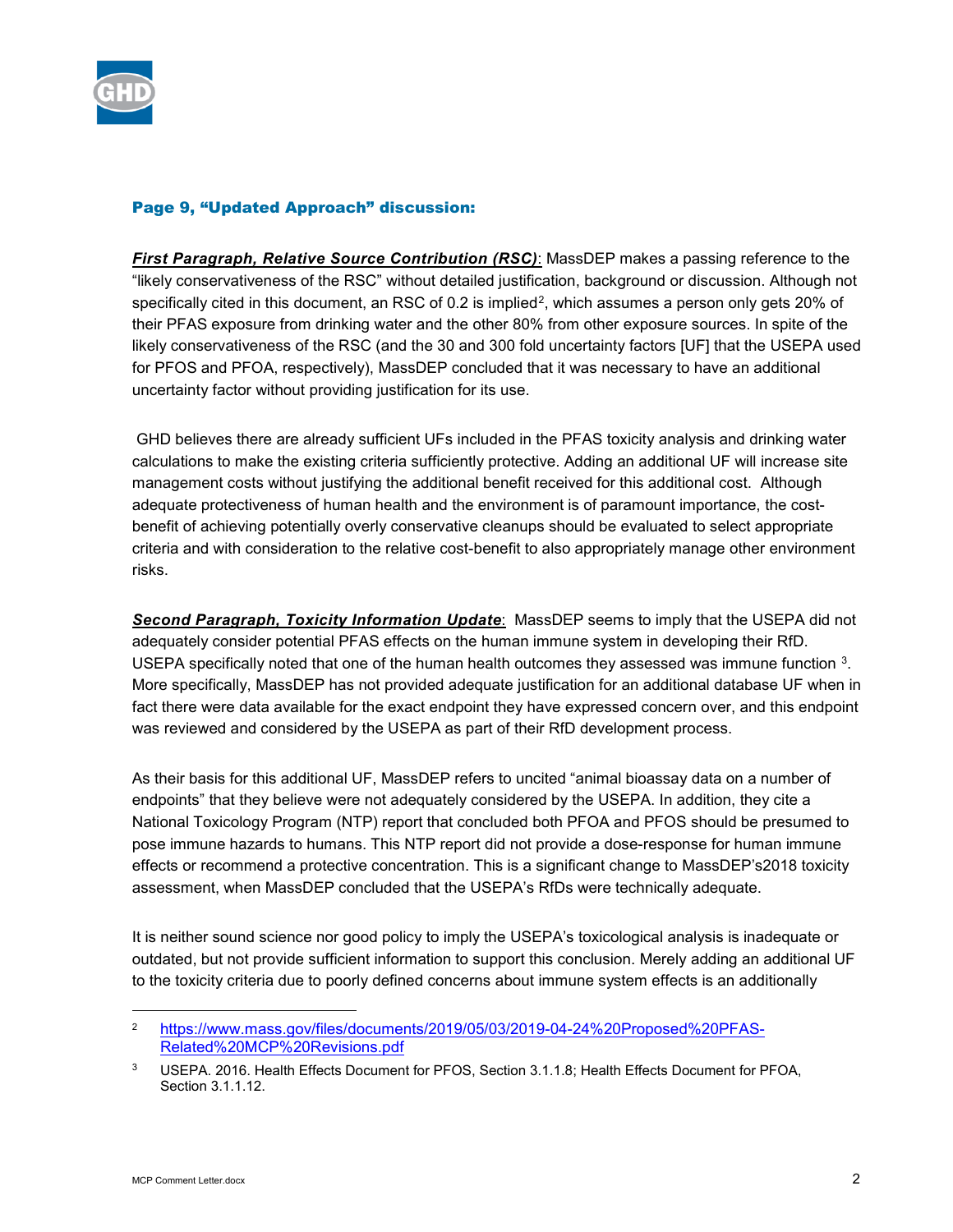### Page 9, "Updated Approach" discussion:

***First Paragraph, Relative Source Contribution (RSC)***: MassDEP makes a passing reference to the "likely conservativeness of the RSC" without detailed justification, background or discussion. Although not specifically cited in this document, an RSC of 0.2 is implied[2], which assumes a person only gets 20% of their PFAS exposure from drinking water and the other 80% from other exposure sources. In spite of the likely conservativeness of the RSC (and the 30 and 300 fold uncertainty factors [UF] that the USEPA used for PFOS and PFOA, respectively), MassDEP concluded that it was necessary to have an additional uncertainty factor without providing justification for its use.

GHD believes there are already sufficient UFs included in the PFAS toxicity analysis and drinking water calculations to make the existing criteria sufficiently protective. Adding an additional UF will increase site management costs without justifying the additional benefit received for this additional cost. Although adequate protectiveness of human health and the environment is of paramount importance, the cost-benefit of achieving potentially overly conservative cleanups should be evaluated to select appropriate criteria and with consideration to the relative cost-benefit to also appropriately manage other environment risks.

***Second Paragraph, Toxicity Information Update***: MassDEP seems to imply that the USEPA did not adequately consider potential PFAS effects on the human immune system in developing their RfD. USEPA specifically noted that one of the human health outcomes they assessed was immune function [3]. More specifically, MassDEP has not provided adequate justification for an additional database UF when in fact there were data available for the exact endpoint they have expressed concern over, and this endpoint was reviewed and considered by the USEPA as part of their RfD development process.

As their basis for this additional UF, MassDEP refers to uncited "animal bioassay data on a number of endpoints" that they believe were not adequately considered by the USEPA. In addition, they cite a National Toxicology Program (NTP) report that concluded both PFOA and PFOS should be presumed to pose immune hazards to humans. This NTP report did not provide a dose-response for human immune effects or recommend a protective concentration. This is a significant change to MassDEP's2018 toxicity assessment, when MassDEP concluded that the USEPA's RfDs were technically adequate.

It is neither sound science nor good policy to imply the USEPA's toxicological analysis is inadequate or outdated, but not provide sufficient information to support this conclusion. Merely adding an additional UF to the toxicity criteria due to poorly defined concerns about immune system effects is an additionally

---

[2] https://www.mass.gov/files/documents/2019/05/03/2019-04-24%20Proposed%20PFAS-Related%20MCP%20Revisions.pdf

[3] USEPA. 2016. Health Effects Document for PFOS, Section 3.1.1.8; Health Effects Document for PFOA, Section 3.1.1.12.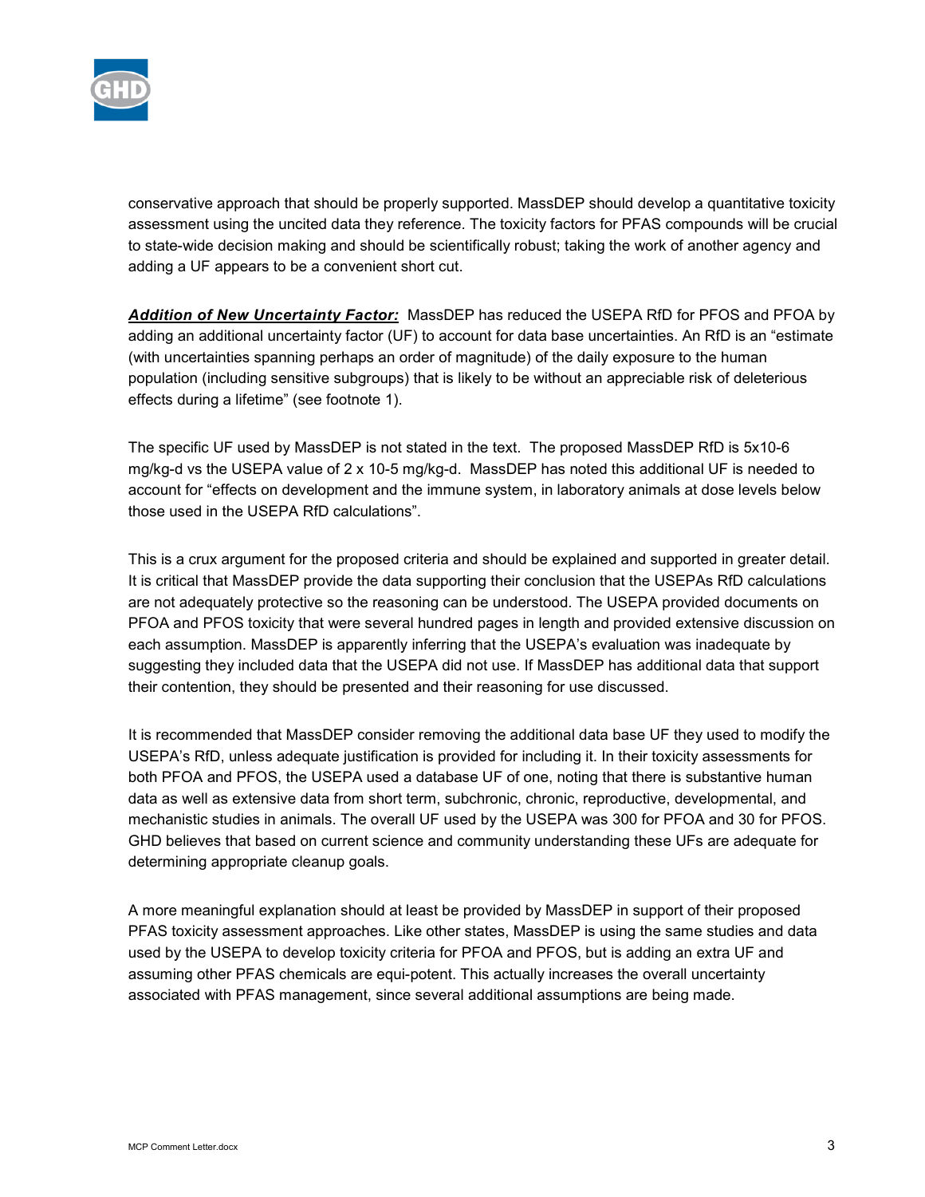conservative approach that should be properly supported. MassDEP should develop a quantitative toxicity assessment using the uncited data they reference. The toxicity factors for PFAS compounds will be crucial to state-wide decision making and should be scientifically robust; taking the work of another agency and adding a UF appears to be a convenient short cut.

***Addition of New Uncertainty Factor:*** MassDEP has reduced the USEPA RfD for PFOS and PFOA by adding an additional uncertainty factor (UF) to account for data base uncertainties. An RfD is an "estimate (with uncertainties spanning perhaps an order of magnitude) of the daily exposure to the human population (including sensitive subgroups) that is likely to be without an appreciable risk of deleterious effects during a lifetime" (see footnote 1).

The specific UF used by MassDEP is not stated in the text. The proposed MassDEP RfD is 5x10-6 mg/kg-d vs the USEPA value of 2 x 10-5 mg/kg-d. MassDEP has noted this additional UF is needed to account for "effects on development and the immune system, in laboratory animals at dose levels below those used in the USEPA RfD calculations".

This is a crux argument for the proposed criteria and should be explained and supported in greater detail. It is critical that MassDEP provide the data supporting their conclusion that the USEPAs RfD calculations are not adequately protective so the reasoning can be understood. The USEPA provided documents on PFOA and PFOS toxicity that were several hundred pages in length and provided extensive discussion on each assumption. MassDEP is apparently inferring that the USEPA's evaluation was inadequate by suggesting they included data that the USEPA did not use. If MassDEP has additional data that support their contention, they should be presented and their reasoning for use discussed.

It is recommended that MassDEP consider removing the additional data base UF they used to modify the USEPA's RfD, unless adequate justification is provided for including it. In their toxicity assessments for both PFOA and PFOS, the USEPA used a database UF of one, noting that there is substantive human data as well as extensive data from short term, subchronic, chronic, reproductive, developmental, and mechanistic studies in animals. The overall UF used by the USEPA was 300 for PFOA and 30 for PFOS. GHD believes that based on current science and community understanding these UFs are adequate for determining appropriate cleanup goals.

A more meaningful explanation should at least be provided by MassDEP in support of their proposed PFAS toxicity assessment approaches. Like other states, MassDEP is using the same studies and data used by the USEPA to develop toxicity criteria for PFOA and PFOS, but is adding an extra UF and assuming other PFAS chemicals are equi-potent. This actually increases the overall uncertainty associated with PFAS management, since several additional assumptions are being made.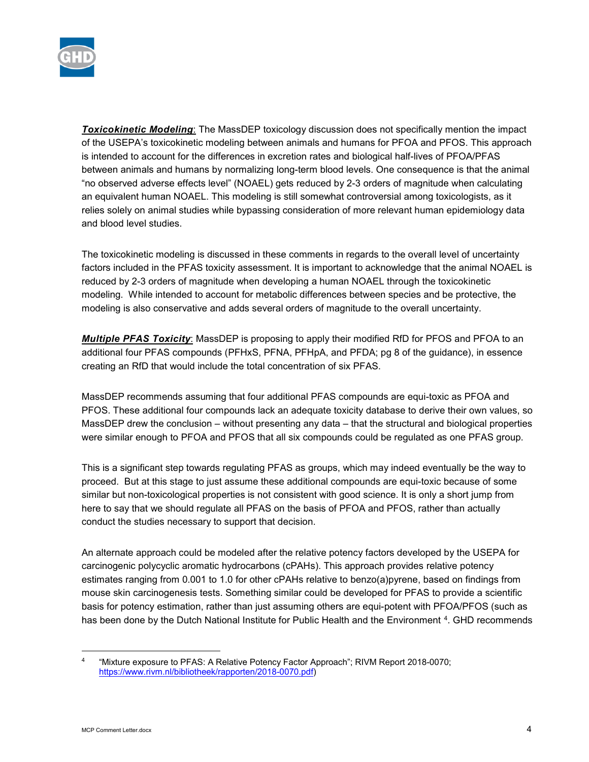***Toxicokinetic Modeling***: The MassDEP toxicology discussion does not specifically mention the impact of the USEPA's toxicokinetic modeling between animals and humans for PFOA and PFOS. This approach is intended to account for the differences in excretion rates and biological half-lives of PFOA/PFAS between animals and humans by normalizing long-term blood levels. One consequence is that the animal "no observed adverse effects level" (NOAEL) gets reduced by 2-3 orders of magnitude when calculating an equivalent human NOAEL. This modeling is still somewhat controversial among toxicologists, as it relies solely on animal studies while bypassing consideration of more relevant human epidemiology data and blood level studies.

The toxicokinetic modeling is discussed in these comments in regards to the overall level of uncertainty factors included in the PFAS toxicity assessment. It is important to acknowledge that the animal NOAEL is reduced by 2-3 orders of magnitude when developing a human NOAEL through the toxicokinetic modeling. While intended to account for metabolic differences between species and be protective, the modeling is also conservative and adds several orders of magnitude to the overall uncertainty.

***Multiple PFAS Toxicity***: MassDEP is proposing to apply their modified RfD for PFOS and PFOA to an additional four PFAS compounds (PFHxS, PFNA, PFHpA, and PFDA; pg 8 of the guidance), in essence creating an RfD that would include the total concentration of six PFAS.

MassDEP recommends assuming that four additional PFAS compounds are equi-toxic as PFOA and PFOS. These additional four compounds lack an adequate toxicity database to derive their own values, so MassDEP drew the conclusion – without presenting any data – that the structural and biological properties were similar enough to PFOA and PFOS that all six compounds could be regulated as one PFAS group.

This is a significant step towards regulating PFAS as groups, which may indeed eventually be the way to proceed. But at this stage to just assume these additional compounds are equi-toxic because of some similar but non-toxicological properties is not consistent with good science. It is only a short jump from here to say that we should regulate all PFAS on the basis of PFOA and PFOS, rather than actually conduct the studies necessary to support that decision.

An alternate approach could be modeled after the relative potency factors developed by the USEPA for carcinogenic polycyclic aromatic hydrocarbons (cPAHs). This approach provides relative potency estimates ranging from 0.001 to 1.0 for other cPAHs relative to benzo(a)pyrene, based on findings from mouse skin carcinogenesis tests. Something similar could be developed for PFAS to provide a scientific basis for potency estimation, rather than just assuming others are equi-potent with PFOA/PFOS (such as has been done by the Dutch National Institute for Public Health and the Environment [4]. GHD recommends

[4] "Mixture exposure to PFAS: A Relative Potency Factor Approach"; RIVM Report 2018-0070; https://www.rivm.nl/bibliotheek/rapporten/2018-0070.pdf)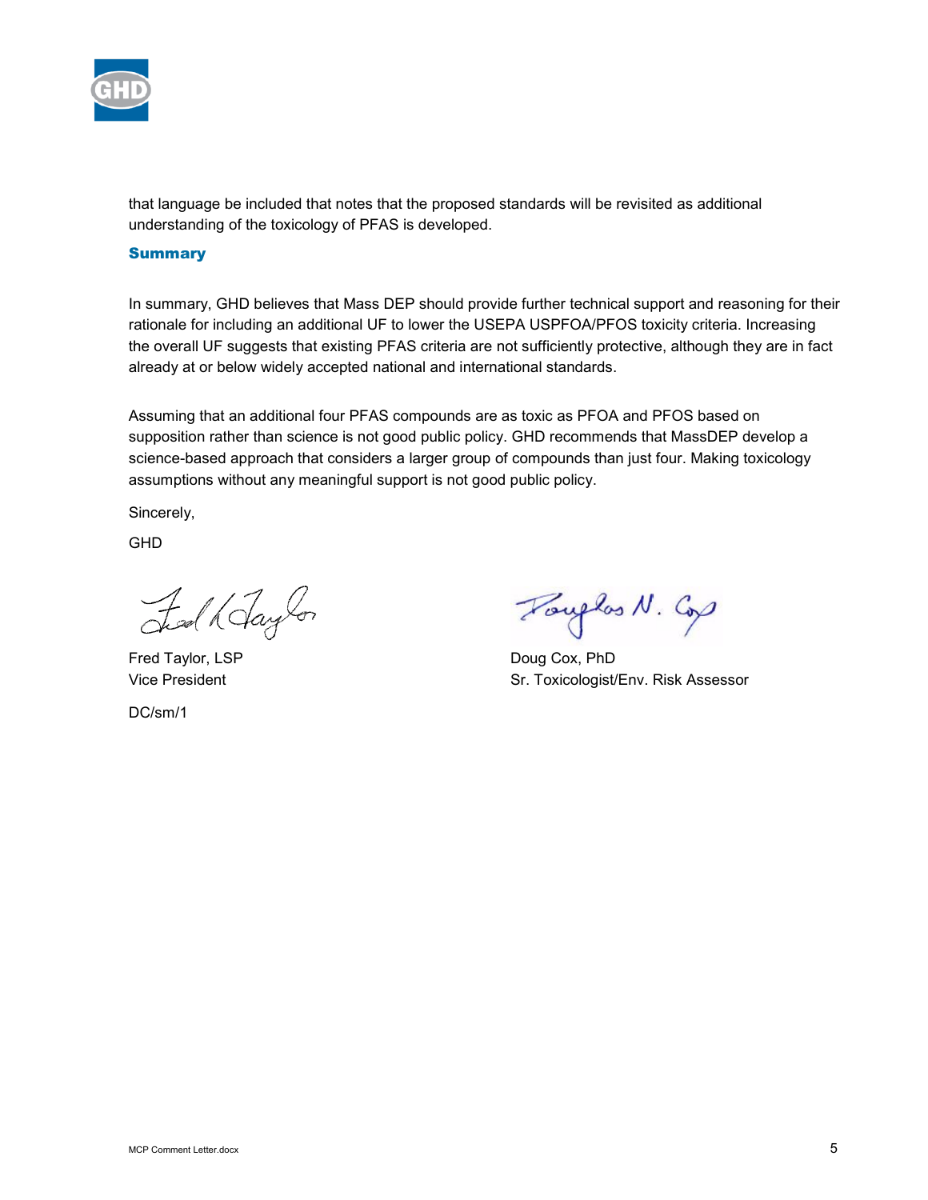that language be included that notes that the proposed standards will be revisited as additional understanding of the toxicology of PFAS is developed.

## Summary

In summary, GHD believes that Mass DEP should provide further technical support and reasoning for their rationale for including an additional UF to lower the USEPA USPFOA/PFOS toxicity criteria. Increasing the overall UF suggests that existing PFAS criteria are not sufficiently protective, although they are in fact already at or below widely accepted national and international standards.

Assuming that an additional four PFAS compounds are as toxic as PFOA and PFOS based on supposition rather than science is not good public policy. GHD recommends that MassDEP develop a science-based approach that considers a larger group of compounds than just four. Making toxicology assumptions without any meaningful support is not good public policy.

Sincerely,

GHD

Fred Taylor, LSP
Vice President

Doug Cox, PhD
Sr. Toxicologist/Env. Risk Assessor

DC/sm/1

MCP Comment Letter.docx